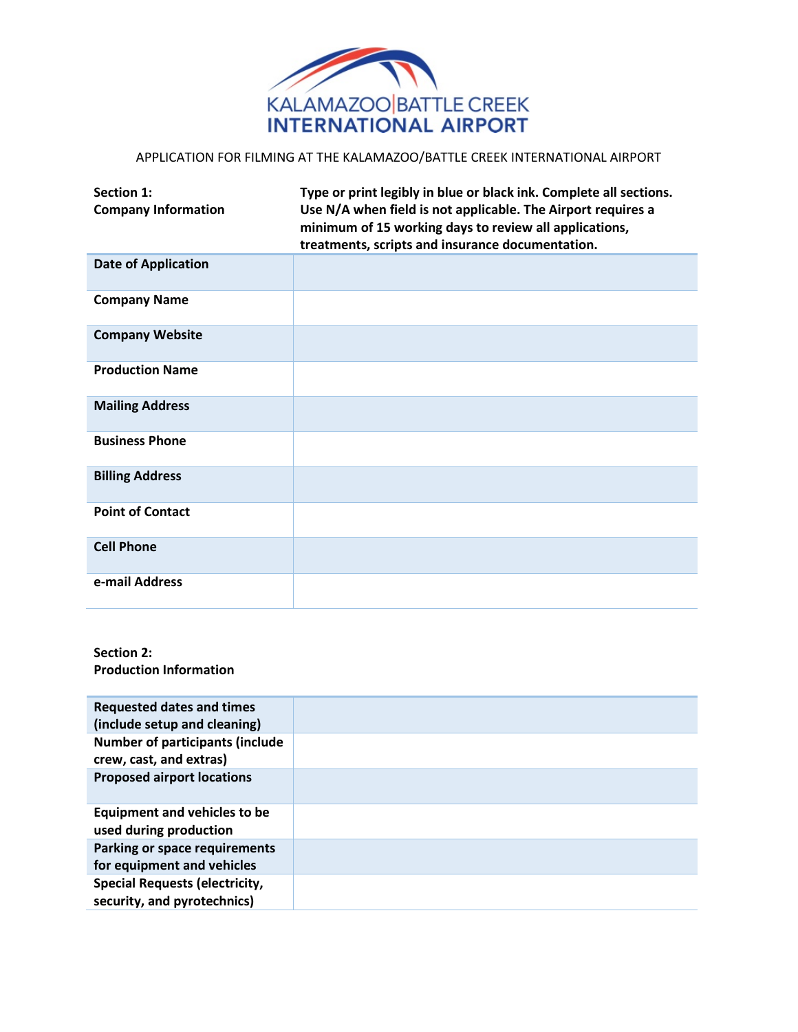KALAMAZOO|BATTLE CREEK
INTERNATIONAL AIRPORT

APPLICATION FOR FILMING AT THE KALAMAZOO/BATTLE CREEK INTERNATIONAL AIRPORT

| **Section 1: Company Information** | **Type or print legibly in blue or black ink. Complete all sections. Use N/A when field is not applicable. The Airport requires a minimum of 15 working days to review all applications, treatments, scripts and insurance documentation.** |
|---|---|
| **Date of Application** | |
| **Company Name** | |
| **Company Website** | |
| **Production Name** | |
| **Mailing Address** | |
| **Business Phone** | |
| **Billing Address** | |
| **Point of Contact** | |
| **Cell Phone** | |
| **e-mail Address** | |

**Section 2:**
**Production Information**

| | |
|---|---|
| **Requested dates and times (include setup and cleaning)** | |
| **Number of participants (include crew, cast, and extras)** | |
| **Proposed airport locations** | |
| **Equipment and vehicles to be used during production** | |
| **Parking or space requirements for equipment and vehicles** | |
| **Special Requests (electricity, security, and pyrotechnics)** | |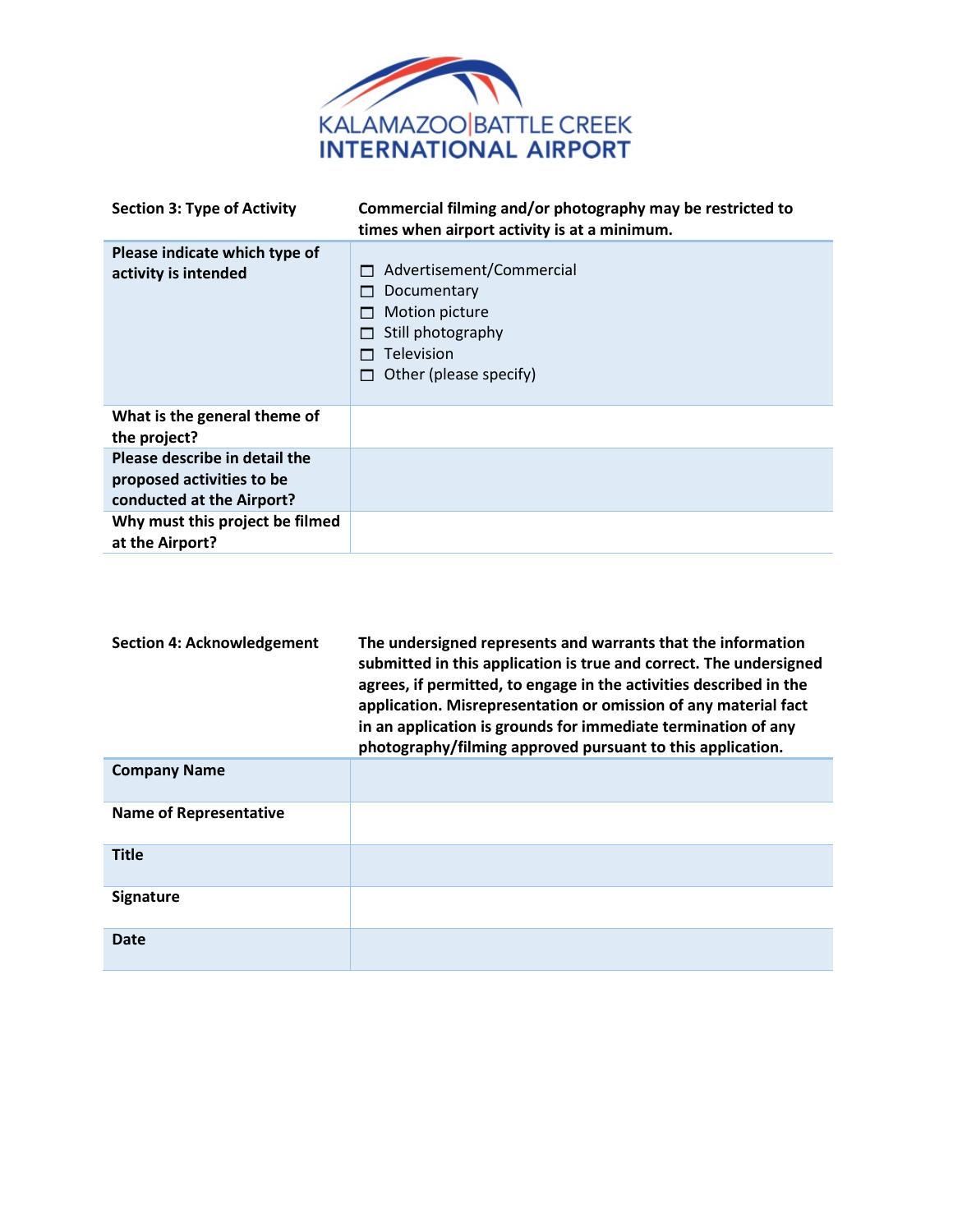KALAMAZOO|BATTLE CREEK
INTERNATIONAL AIRPORT

| Section 3: Type of Activity | Commercial filming and/or photography may be restricted to times when airport activity is at a minimum. |
|---|---|
| Please indicate which type of activity is intended | ☐ Advertisement/Commercial<br>☐ Documentary<br>☐ Motion picture<br>☐ Still photography<br>☐ Television<br>☐ Other (please specify) |
| What is the general theme of the project? | |
| Please describe in detail the proposed activities to be conducted at the Airport? | |
| Why must this project be filmed at the Airport? | |

| Section 4: Acknowledgement | The undersigned represents and warrants that the information submitted in this application is true and correct. The undersigned agrees, if permitted, to engage in the activities described in the application. Misrepresentation or omission of any material fact in an application is grounds for immediate termination of any photography/filming approved pursuant to this application. |
|---|---|
| Company Name | |
| Name of Representative | |
| Title | |
| Signature | |
| Date | |